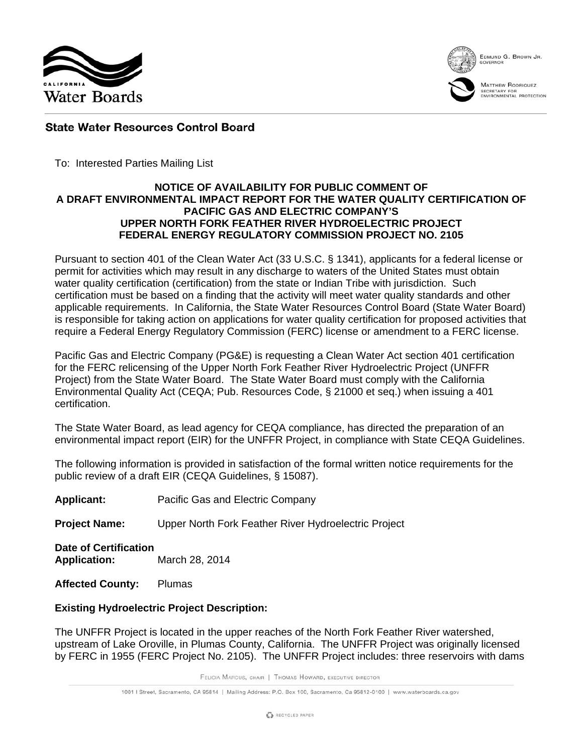California Water Boards

EDMUND G. BROWN JR.
GOVERNOR

MATTHEW RODRIQUEZ
SECRETARY FOR
ENVIRONMENTAL PROTECTION

**State Water Resources Control Board**

To: Interested Parties Mailing List

**NOTICE OF AVAILABILITY FOR PUBLIC COMMENT OF A DRAFT ENVIRONMENTAL IMPACT REPORT FOR THE WATER QUALITY CERTIFICATION OF PACIFIC GAS AND ELECTRIC COMPANY'S UPPER NORTH FORK FEATHER RIVER HYDROELECTRIC PROJECT FEDERAL ENERGY REGULATORY COMMISSION PROJECT NO. 2105**

Pursuant to section 401 of the Clean Water Act (33 U.S.C. § 1341), applicants for a federal license or permit for activities which may result in any discharge to waters of the United States must obtain water quality certification (certification) from the state or Indian Tribe with jurisdiction. Such certification must be based on a finding that the activity will meet water quality standards and other applicable requirements. In California, the State Water Resources Control Board (State Water Board) is responsible for taking action on applications for water quality certification for proposed activities that require a Federal Energy Regulatory Commission (FERC) license or amendment to a FERC license.

Pacific Gas and Electric Company (PG&E) is requesting a Clean Water Act section 401 certification for the FERC relicensing of the Upper North Fork Feather River Hydroelectric Project (UNFFR Project) from the State Water Board. The State Water Board must comply with the California Environmental Quality Act (CEQA; Pub. Resources Code, § 21000 et seq.) when issuing a 401 certification.

The State Water Board, as lead agency for CEQA compliance, has directed the preparation of an environmental impact report (EIR) for the UNFFR Project, in compliance with State CEQA Guidelines.

The following information is provided in satisfaction of the formal written notice requirements for the public review of a draft EIR (CEQA Guidelines, § 15087).

**Applicant:** Pacific Gas and Electric Company

**Project Name:** Upper North Fork Feather River Hydroelectric Project

**Date of Certification Application:** March 28, 2014

**Affected County:** Plumas

**Existing Hydroelectric Project Description:**

The UNFFR Project is located in the upper reaches of the North Fork Feather River watershed, upstream of Lake Oroville, in Plumas County, California. The UNFFR Project was originally licensed by FERC in 1955 (FERC Project No. 2105). The UNFFR Project includes: three reservoirs with dams

FELICIA MARCUS, CHAIR | THOMAS HOWARD, EXECUTIVE DIRECTOR

1001 I Street, Sacramento, CA 95814 | Mailing Address: P.O. Box 100, Sacramento, Ca 95812-0100 | www.waterboards.ca.gov

RECYCLED PAPER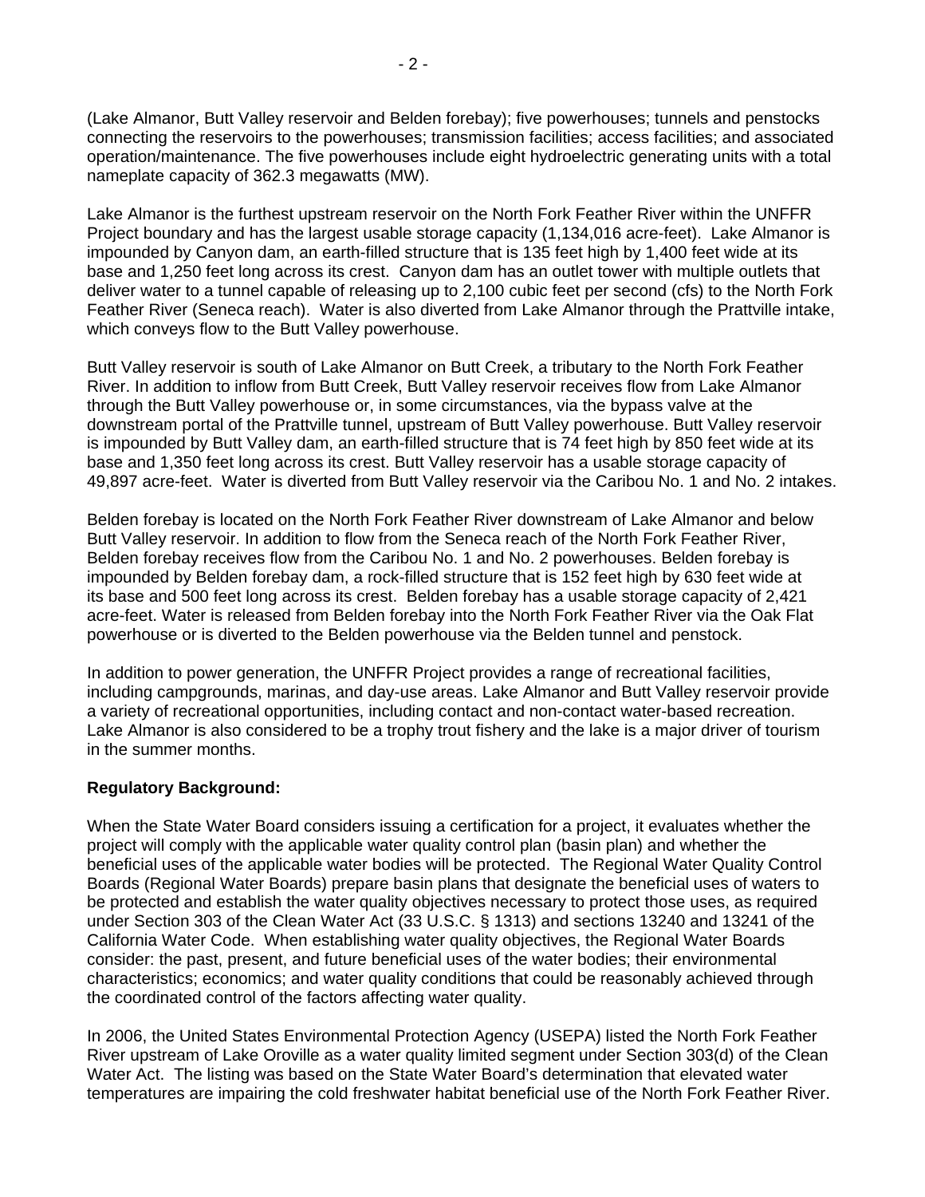(Lake Almanor, Butt Valley reservoir and Belden forebay); five powerhouses; tunnels and penstocks connecting the reservoirs to the powerhouses; transmission facilities; access facilities; and associated operation/maintenance. The five powerhouses include eight hydroelectric generating units with a total nameplate capacity of 362.3 megawatts (MW).

Lake Almanor is the furthest upstream reservoir on the North Fork Feather River within the UNFFR Project boundary and has the largest usable storage capacity (1,134,016 acre-feet). Lake Almanor is impounded by Canyon dam, an earth-filled structure that is 135 feet high by 1,400 feet wide at its base and 1,250 feet long across its crest. Canyon dam has an outlet tower with multiple outlets that deliver water to a tunnel capable of releasing up to 2,100 cubic feet per second (cfs) to the North Fork Feather River (Seneca reach). Water is also diverted from Lake Almanor through the Prattville intake, which conveys flow to the Butt Valley powerhouse.

Butt Valley reservoir is south of Lake Almanor on Butt Creek, a tributary to the North Fork Feather River. In addition to inflow from Butt Creek, Butt Valley reservoir receives flow from Lake Almanor through the Butt Valley powerhouse or, in some circumstances, via the bypass valve at the downstream portal of the Prattville tunnel, upstream of Butt Valley powerhouse. Butt Valley reservoir is impounded by Butt Valley dam, an earth-filled structure that is 74 feet high by 850 feet wide at its base and 1,350 feet long across its crest. Butt Valley reservoir has a usable storage capacity of 49,897 acre-feet. Water is diverted from Butt Valley reservoir via the Caribou No. 1 and No. 2 intakes.

Belden forebay is located on the North Fork Feather River downstream of Lake Almanor and below Butt Valley reservoir. In addition to flow from the Seneca reach of the North Fork Feather River, Belden forebay receives flow from the Caribou No. 1 and No. 2 powerhouses. Belden forebay is impounded by Belden forebay dam, a rock-filled structure that is 152 feet high by 630 feet wide at its base and 500 feet long across its crest. Belden forebay has a usable storage capacity of 2,421 acre-feet. Water is released from Belden forebay into the North Fork Feather River via the Oak Flat powerhouse or is diverted to the Belden powerhouse via the Belden tunnel and penstock.

In addition to power generation, the UNFFR Project provides a range of recreational facilities, including campgrounds, marinas, and day-use areas. Lake Almanor and Butt Valley reservoir provide a variety of recreational opportunities, including contact and non-contact water-based recreation. Lake Almanor is also considered to be a trophy trout fishery and the lake is a major driver of tourism in the summer months.

**Regulatory Background:**

When the State Water Board considers issuing a certification for a project, it evaluates whether the project will comply with the applicable water quality control plan (basin plan) and whether the beneficial uses of the applicable water bodies will be protected. The Regional Water Quality Control Boards (Regional Water Boards) prepare basin plans that designate the beneficial uses of waters to be protected and establish the water quality objectives necessary to protect those uses, as required under Section 303 of the Clean Water Act (33 U.S.C. § 1313) and sections 13240 and 13241 of the California Water Code. When establishing water quality objectives, the Regional Water Boards consider: the past, present, and future beneficial uses of the water bodies; their environmental characteristics; economics; and water quality conditions that could be reasonably achieved through the coordinated control of the factors affecting water quality.

In 2006, the United States Environmental Protection Agency (USEPA) listed the North Fork Feather River upstream of Lake Oroville as a water quality limited segment under Section 303(d) of the Clean Water Act. The listing was based on the State Water Board's determination that elevated water temperatures are impairing the cold freshwater habitat beneficial use of the North Fork Feather River.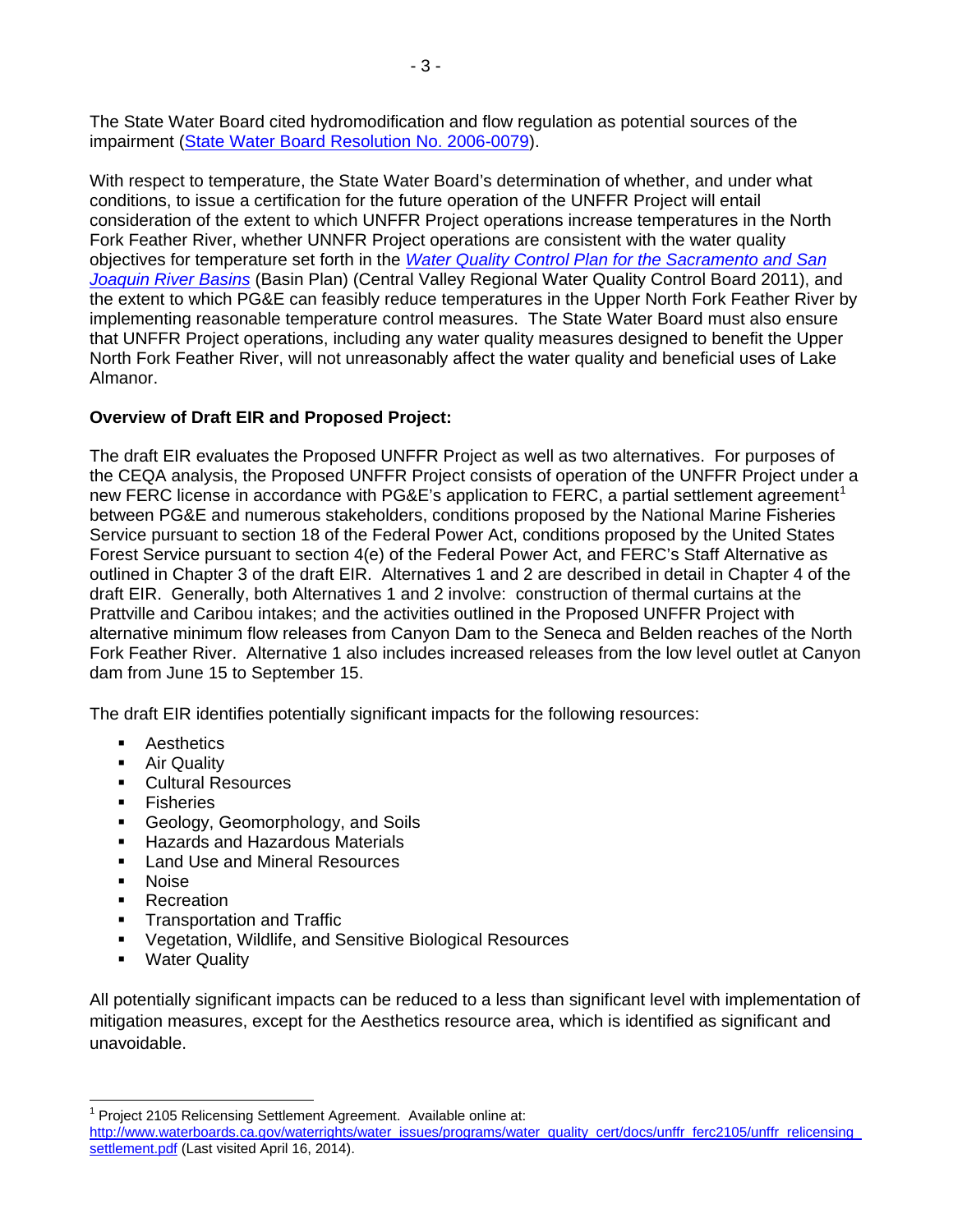The State Water Board cited hydromodification and flow regulation as potential sources of the impairment ([State Water Board Resolution No. 2006-0079](State Water Board Resolution No. 2006-0079)).

With respect to temperature, the State Water Board's determination of whether, and under what conditions, to issue a certification for the future operation of the UNFFR Project will entail consideration of the extent to which UNFFR Project operations increase temperatures in the North Fork Feather River, whether UNNFR Project operations are consistent with the water quality objectives for temperature set forth in the *Water Quality Control Plan for the Sacramento and San Joaquin River Basins* (Basin Plan) (Central Valley Regional Water Quality Control Board 2011), and the extent to which PG&E can feasibly reduce temperatures in the Upper North Fork Feather River by implementing reasonable temperature control measures. The State Water Board must also ensure that UNFFR Project operations, including any water quality measures designed to benefit the Upper North Fork Feather River, will not unreasonably affect the water quality and beneficial uses of Lake Almanor.

**Overview of Draft EIR and Proposed Project:**

The draft EIR evaluates the Proposed UNFFR Project as well as two alternatives. For purposes of the CEQA analysis, the Proposed UNFFR Project consists of operation of the UNFFR Project under a new FERC license in accordance with PG&E's application to FERC, a partial settlement agreement[1] between PG&E and numerous stakeholders, conditions proposed by the National Marine Fisheries Service pursuant to section 18 of the Federal Power Act, conditions proposed by the United States Forest Service pursuant to section 4(e) of the Federal Power Act, and FERC's Staff Alternative as outlined in Chapter 3 of the draft EIR. Alternatives 1 and 2 are described in detail in Chapter 4 of the draft EIR. Generally, both Alternatives 1 and 2 involve: construction of thermal curtains at the Prattville and Caribou intakes; and the activities outlined in the Proposed UNFFR Project with alternative minimum flow releases from Canyon Dam to the Seneca and Belden reaches of the North Fork Feather River. Alternative 1 also includes increased releases from the low level outlet at Canyon dam from June 15 to September 15.

The draft EIR identifies potentially significant impacts for the following resources:

- Aesthetics
- Air Quality
- Cultural Resources
- Fisheries
- Geology, Geomorphology, and Soils
- Hazards and Hazardous Materials
- Land Use and Mineral Resources
- Noise
- Recreation
- Transportation and Traffic
- Vegetation, Wildlife, and Sensitive Biological Resources
- Water Quality

All potentially significant impacts can be reduced to a less than significant level with implementation of mitigation measures, except for the Aesthetics resource area, which is identified as significant and unavoidable.

---

[1] Project 2105 Relicensing Settlement Agreement. Available online at: http://www.waterboards.ca.gov/waterrights/water_issues/programs/water_quality_cert/docs/unffr_ferc2105/unffr_relicensing_settlement.pdf (Last visited April 16, 2014).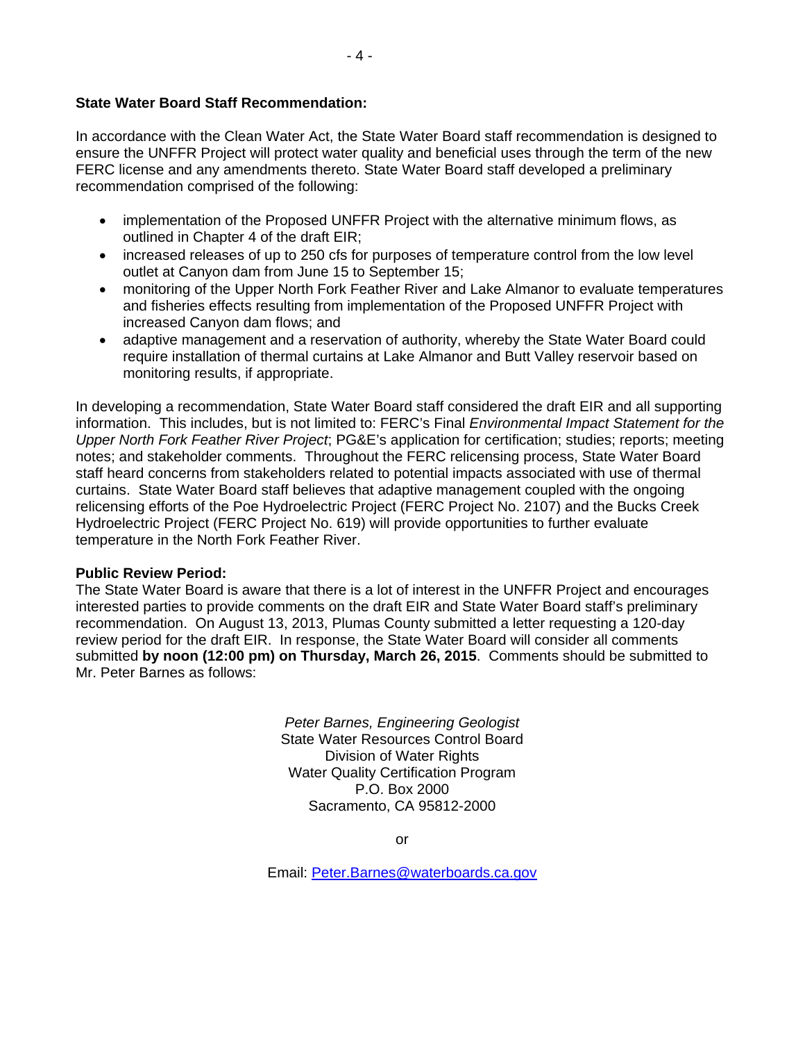**State Water Board Staff Recommendation:**

In accordance with the Clean Water Act, the State Water Board staff recommendation is designed to ensure the UNFFR Project will protect water quality and beneficial uses through the term of the new FERC license and any amendments thereto. State Water Board staff developed a preliminary recommendation comprised of the following:

- implementation of the Proposed UNFFR Project with the alternative minimum flows, as outlined in Chapter 4 of the draft EIR;
- increased releases of up to 250 cfs for purposes of temperature control from the low level outlet at Canyon dam from June 15 to September 15;
- monitoring of the Upper North Fork Feather River and Lake Almanor to evaluate temperatures and fisheries effects resulting from implementation of the Proposed UNFFR Project with increased Canyon dam flows; and
- adaptive management and a reservation of authority, whereby the State Water Board could require installation of thermal curtains at Lake Almanor and Butt Valley reservoir based on monitoring results, if appropriate.

In developing a recommendation, State Water Board staff considered the draft EIR and all supporting information. This includes, but is not limited to: FERC's Final *Environmental Impact Statement for the Upper North Fork Feather River Project*; PG&E's application for certification; studies; reports; meeting notes; and stakeholder comments. Throughout the FERC relicensing process, State Water Board staff heard concerns from stakeholders related to potential impacts associated with use of thermal curtains. State Water Board staff believes that adaptive management coupled with the ongoing relicensing efforts of the Poe Hydroelectric Project (FERC Project No. 2107) and the Bucks Creek Hydroelectric Project (FERC Project No. 619) will provide opportunities to further evaluate temperature in the North Fork Feather River.

**Public Review Period:**

The State Water Board is aware that there is a lot of interest in the UNFFR Project and encourages interested parties to provide comments on the draft EIR and State Water Board staff's preliminary recommendation. On August 13, 2013, Plumas County submitted a letter requesting a 120-day review period for the draft EIR. In response, the State Water Board will consider all comments submitted **by noon (12:00 pm) on Thursday, March 26, 2015**. Comments should be submitted to Mr. Peter Barnes as follows:

*Peter Barnes, Engineering Geologist*
State Water Resources Control Board
Division of Water Rights
Water Quality Certification Program
P.O. Box 2000
Sacramento, CA 95812-2000

or

Email: Peter.Barnes@waterboards.ca.gov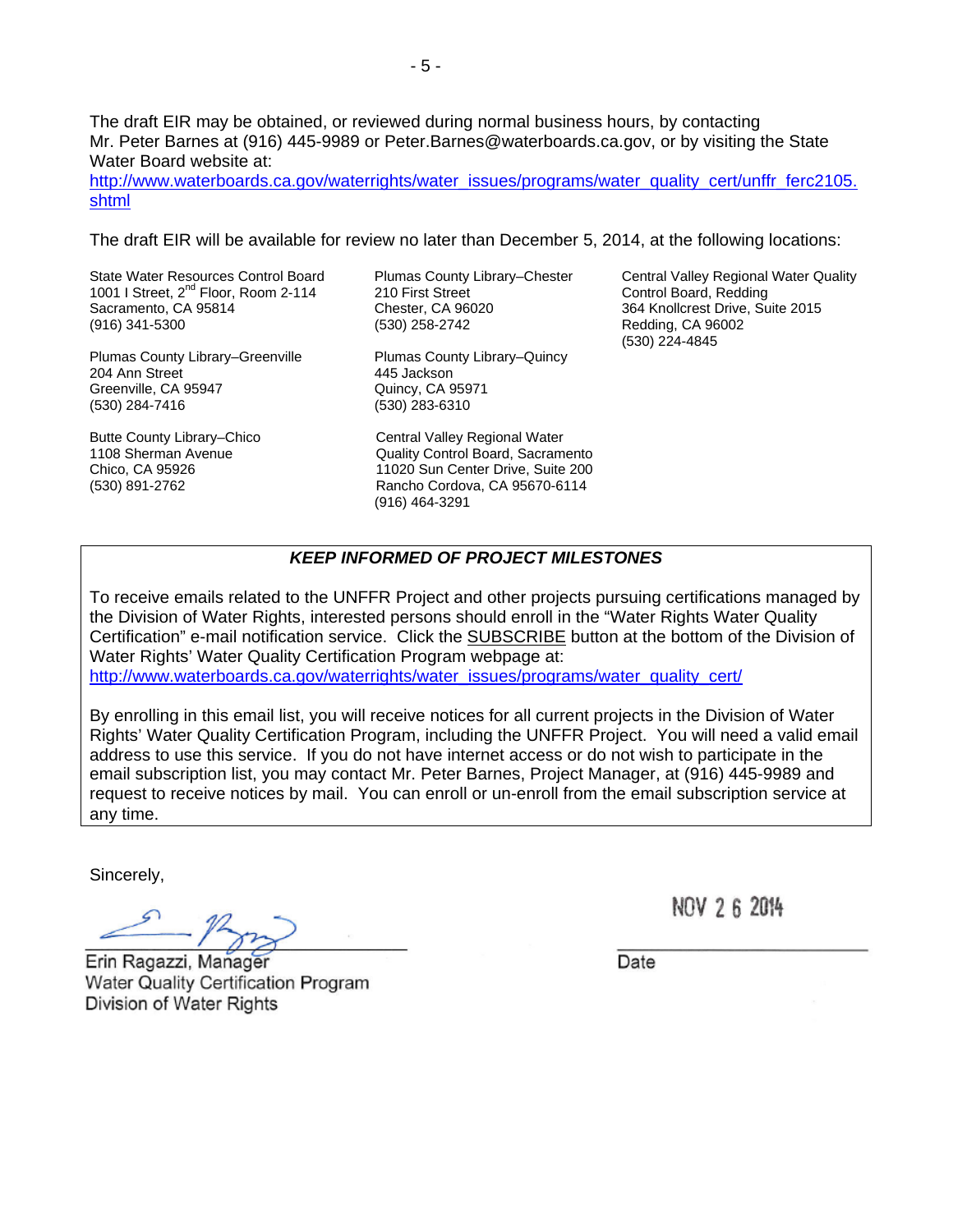The draft EIR may be obtained, or reviewed during normal business hours, by contacting Mr. Peter Barnes at (916) 445-9989 or Peter.Barnes@waterboards.ca.gov, or by visiting the State Water Board website at:
http://www.waterboards.ca.gov/waterrights/water_issues/programs/water_quality_cert/unffr_ferc2105.shtml

The draft EIR will be available for review no later than December 5, 2014, at the following locations:

State Water Resources Control Board
1001 I Street, 2nd Floor, Room 2-114
Sacramento, CA 95814
(916) 341-5300

Plumas County Library–Greenville
204 Ann Street
Greenville, CA 95947
(530) 284-7416

Butte County Library–Chico
1108 Sherman Avenue
Chico, CA 95926
(530) 891-2762

Plumas County Library–Chester
210 First Street
Chester, CA 96020
(530) 258-2742

Plumas County Library–Quincy
445 Jackson
Quincy, CA 95971
(530) 283-6310

Central Valley Regional Water Quality Control Board, Sacramento
11020 Sun Center Drive, Suite 200
Rancho Cordova, CA 95670-6114
(916) 464-3291

Central Valley Regional Water Quality Control Board, Redding
364 Knollcrest Drive, Suite 2015
Redding, CA 96002
(530) 224-4845

***KEEP INFORMED OF PROJECT MILESTONES***

To receive emails related to the UNFFR Project and other projects pursuing certifications managed by the Division of Water Rights, interested persons should enroll in the "Water Rights Water Quality Certification" e-mail notification service. Click the SUBSCRIBE button at the bottom of the Division of Water Rights' Water Quality Certification Program webpage at:
http://www.waterboards.ca.gov/waterrights/water_issues/programs/water_quality_cert/

By enrolling in this email list, you will receive notices for all current projects in the Division of Water Rights' Water Quality Certification Program, including the UNFFR Project. You will need a valid email address to use this service. If you do not have internet access or do not wish to participate in the email subscription list, you may contact Mr. Peter Barnes, Project Manager, at (916) 445-9989 and request to receive notices by mail. You can enroll or un-enroll from the email subscription service at any time.

Sincerely,

Erin Ragazzi, Manager
Water Quality Certification Program
Division of Water Rights

NOV 26 2014

Date